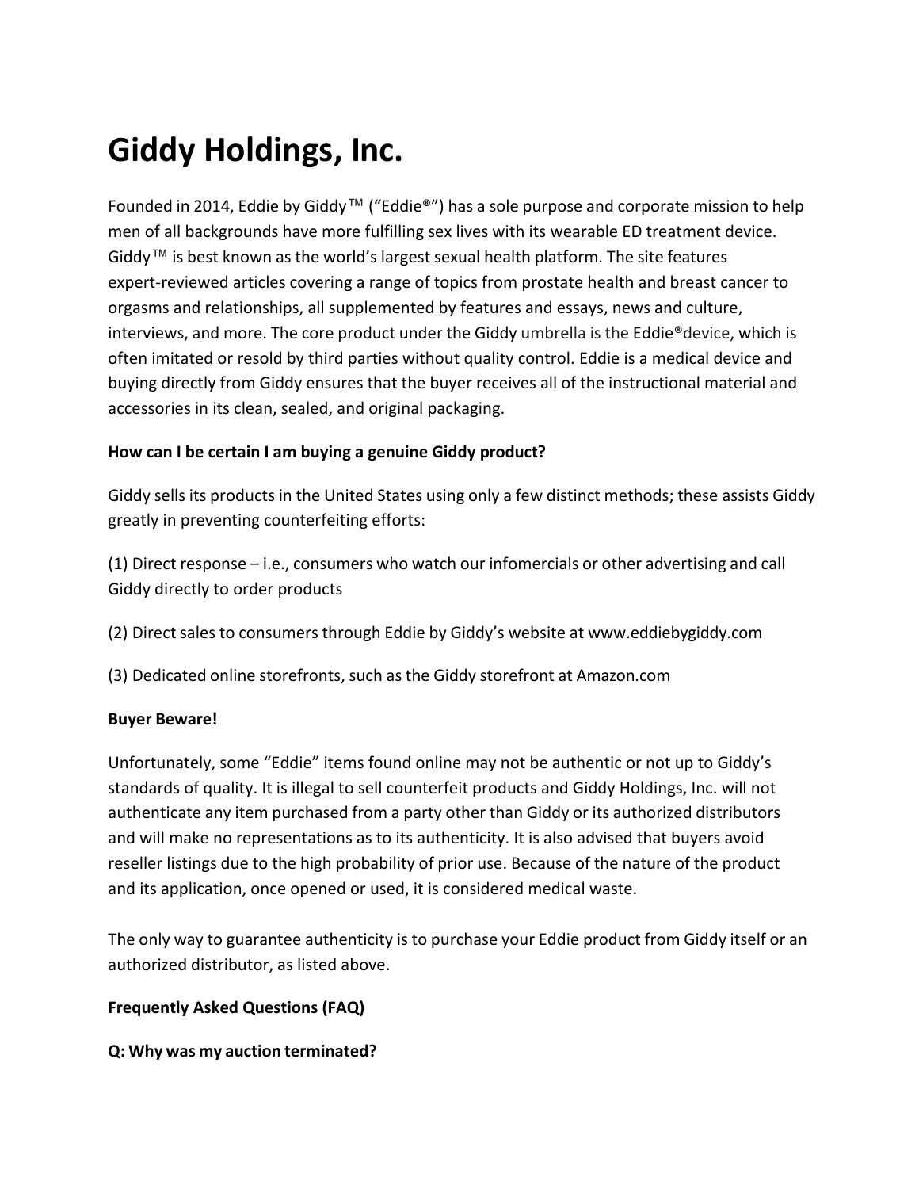# Giddy Holdings, Inc.

Founded in 2014, Eddie by Giddy™ ("Eddie®") has a sole purpose and corporate mission to help men of all backgrounds have more fulfilling sex lives with its wearable ED treatment device. Giddy™ is best known as the world's largest sexual health platform. The site features expert-reviewed articles covering a range of topics from prostate health and breast cancer to orgasms and relationships, all supplemented by features and essays, news and culture, interviews, and more. The core product under the Giddy umbrella is the Eddie®device, which is often imitated or resold by third parties without quality control. Eddie is a medical device and buying directly from Giddy ensures that the buyer receives all of the instructional material and accessories in its clean, sealed, and original packaging.

**How can I be certain I am buying a genuine Giddy product?**

Giddy sells its products in the United States using only a few distinct methods; these assists Giddy greatly in preventing counterfeiting efforts:

(1) Direct response – i.e., consumers who watch our infomercials or other advertising and call Giddy directly to order products

(2) Direct sales to consumers through Eddie by Giddy's website at www.eddiebygiddy.com

(3) Dedicated online storefronts, such as the Giddy storefront at Amazon.com

**Buyer Beware!**

Unfortunately, some "Eddie" items found online may not be authentic or not up to Giddy's standards of quality. It is illegal to sell counterfeit products and Giddy Holdings, Inc. will not authenticate any item purchased from a party other than Giddy or its authorized distributors and will make no representations as to its authenticity. It is also advised that buyers avoid reseller listings due to the high probability of prior use. Because of the nature of the product and its application, once opened or used, it is considered medical waste.

The only way to guarantee authenticity is to purchase your Eddie product from Giddy itself or an authorized distributor, as listed above.

**Frequently Asked Questions (FAQ)**

**Q: Why was my auction terminated?**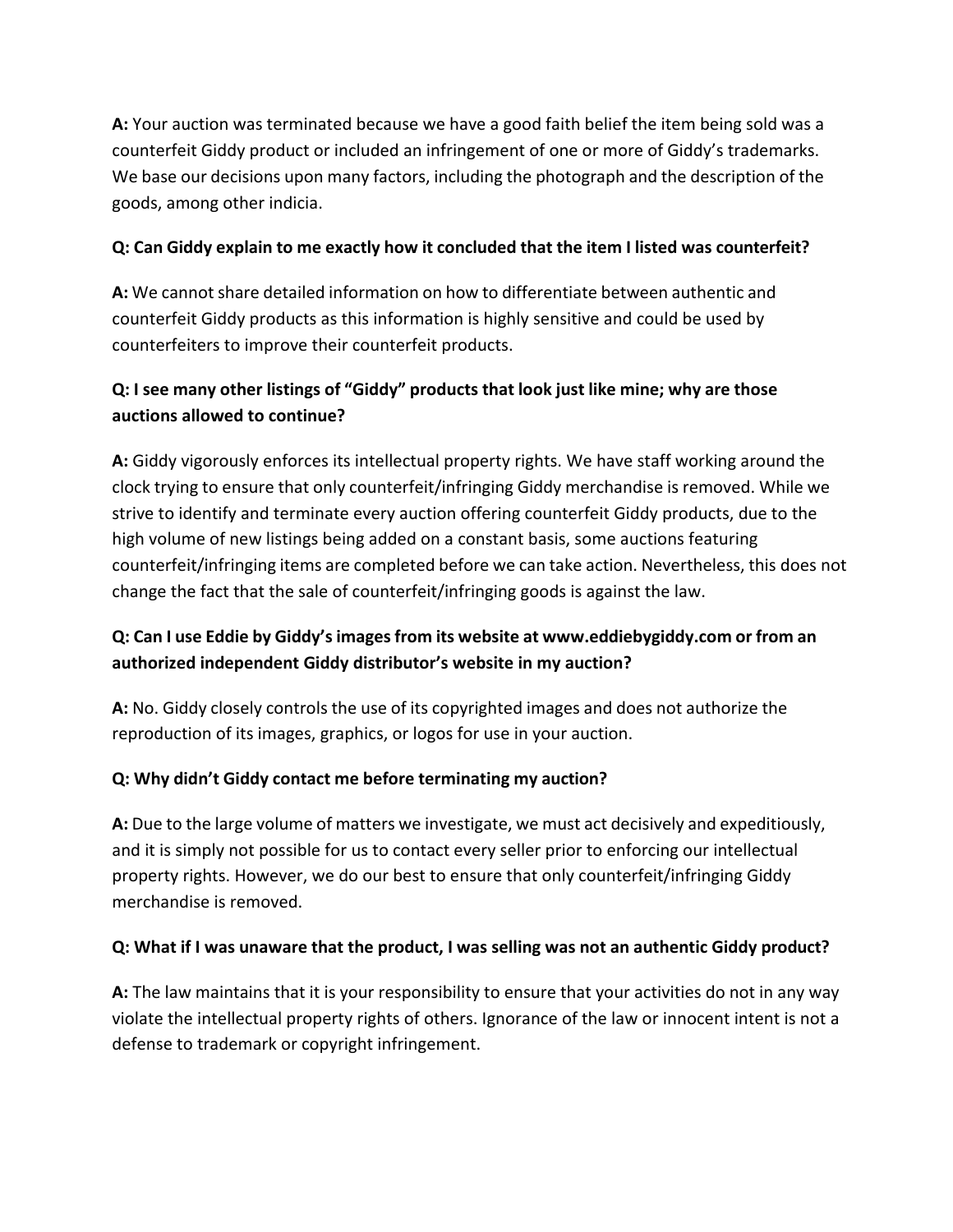**A:** Your auction was terminated because we have a good faith belief the item being sold was a counterfeit Giddy product or included an infringement of one or more of Giddy's trademarks. We base our decisions upon many factors, including the photograph and the description of the goods, among other indicia.

**Q: Can Giddy explain to me exactly how it concluded that the item I listed was counterfeit?**

**A:** We cannot share detailed information on how to differentiate between authentic and counterfeit Giddy products as this information is highly sensitive and could be used by counterfeiters to improve their counterfeit products.

**Q: I see many other listings of "Giddy" products that look just like mine; why are those auctions allowed to continue?**

**A:** Giddy vigorously enforces its intellectual property rights. We have staff working around the clock trying to ensure that only counterfeit/infringing Giddy merchandise is removed. While we strive to identify and terminate every auction offering counterfeit Giddy products, due to the high volume of new listings being added on a constant basis, some auctions featuring counterfeit/infringing items are completed before we can take action. Nevertheless, this does not change the fact that the sale of counterfeit/infringing goods is against the law.

**Q: Can I use Eddie by Giddy's images from its website at www.eddiebygiddy.com or from an authorized independent Giddy distributor's website in my auction?**

**A:** No. Giddy closely controls the use of its copyrighted images and does not authorize the reproduction of its images, graphics, or logos for use in your auction.

**Q: Why didn't Giddy contact me before terminating my auction?**

**A:** Due to the large volume of matters we investigate, we must act decisively and expeditiously, and it is simply not possible for us to contact every seller prior to enforcing our intellectual property rights. However, we do our best to ensure that only counterfeit/infringing Giddy merchandise is removed.

**Q: What if I was unaware that the product, I was selling was not an authentic Giddy product?**

**A:** The law maintains that it is your responsibility to ensure that your activities do not in any way violate the intellectual property rights of others. Ignorance of the law or innocent intent is not a defense to trademark or copyright infringement.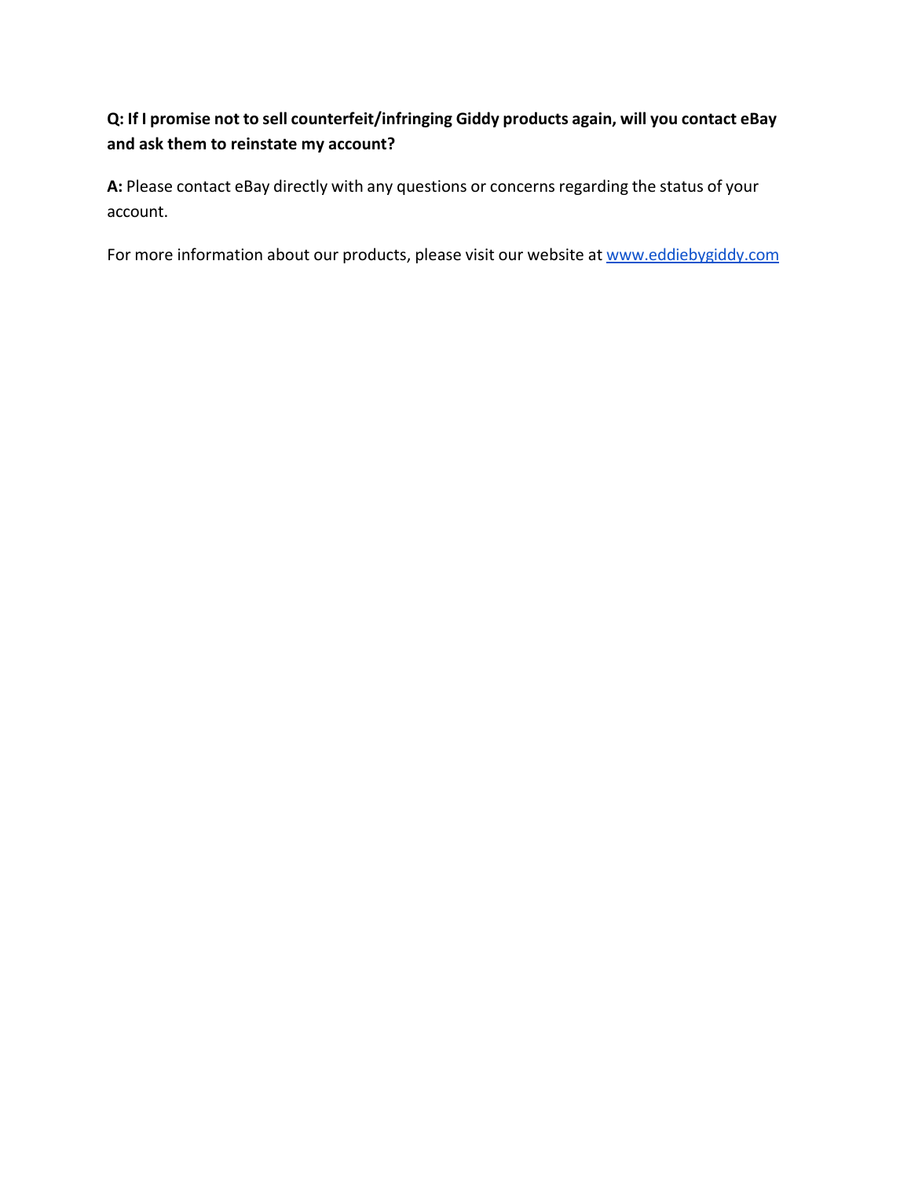**Q: If I promise not to sell counterfeit/infringing Giddy products again, will you contact eBay and ask them to reinstate my account?**

**A:** Please contact eBay directly with any questions or concerns regarding the status of your account.

For more information about our products, please visit our website at [www.eddiebygiddy.com](http://www.eddiebygiddy.com)